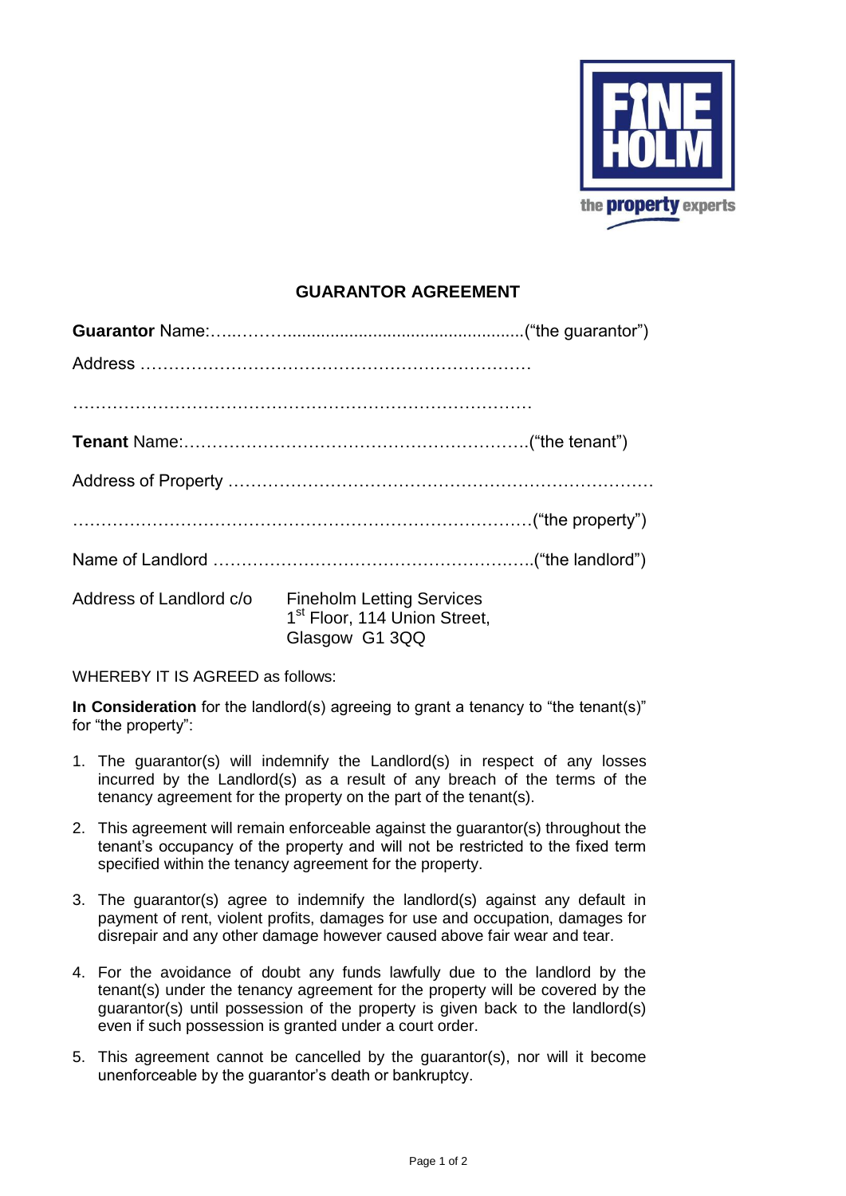# GUARANTOR AGREEMENT

**Guarantor** Name:…..……...................................................(“the guarantor”)

Address ……………………………………………………………

……………………………………………………………………

**Tenant** Name:…………………………………………………….(“the tenant”)

Address of Property ……………………………………………………………

……………………………………………………………………(“the property”)

Name of Landlord ………………………………………….…..(“the landlord”)

Address of Landlord c/o Fineholm Letting Services
1st Floor, 114 Union Street,
Glasgow G1 3QQ

WHEREBY IT IS AGREED as follows:

**In Consideration** for the landlord(s) agreeing to grant a tenancy to “the tenant(s)” for “the property”:

1. The guarantor(s) will indemnify the Landlord(s) in respect of any losses incurred by the Landlord(s) as a result of any breach of the terms of the tenancy agreement for the property on the part of the tenant(s).
2. This agreement will remain enforceable against the guarantor(s) throughout the tenant’s occupancy of the property and will not be restricted to the fixed term specified within the tenancy agreement for the property.
3. The guarantor(s) agree to indemnify the landlord(s) against any default in payment of rent, violent profits, damages for use and occupation, damages for disrepair and any other damage however caused above fair wear and tear.
4. For the avoidance of doubt any funds lawfully due to the landlord by the tenant(s) under the tenancy agreement for the property will be covered by the guarantor(s) until possession of the property is given back to the landlord(s) even if such possession is granted under a court order.
5. This agreement cannot be cancelled by the guarantor(s), nor will it become unenforceable by the guarantor’s death or bankruptcy.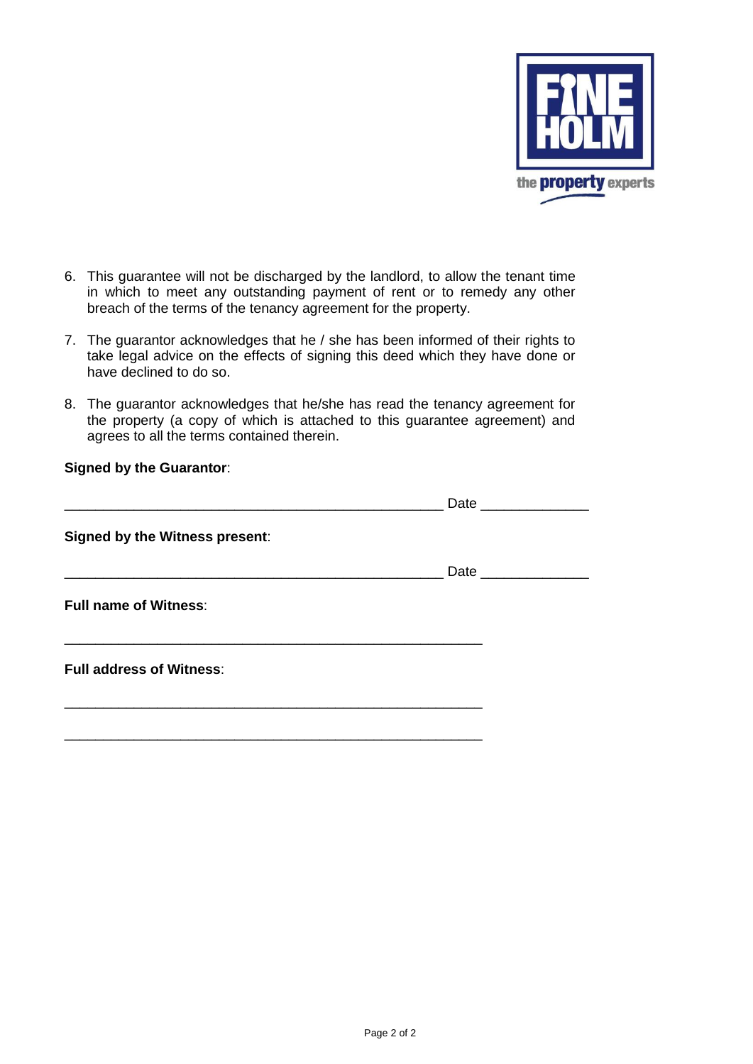6. This guarantee will not be discharged by the landlord, to allow the tenant time in which to meet any outstanding payment of rent or to remedy any other breach of the terms of the tenancy agreement for the property.

7. The guarantor acknowledges that he / she has been informed of their rights to take legal advice on the effects of signing this deed which they have done or have declined to do so.

8. The guarantor acknowledges that he/she has read the tenancy agreement for the property (a copy of which is attached to this guarantee agreement) and agrees to all the terms contained therein.

**Signed by the Guarantor**:

_________________________________________________ Date ______________

**Signed by the Witness present**:

_________________________________________________ Date ______________

**Full name of Witness**:

______________________________________________________

**Full address of Witness**:

______________________________________________________

______________________________________________________